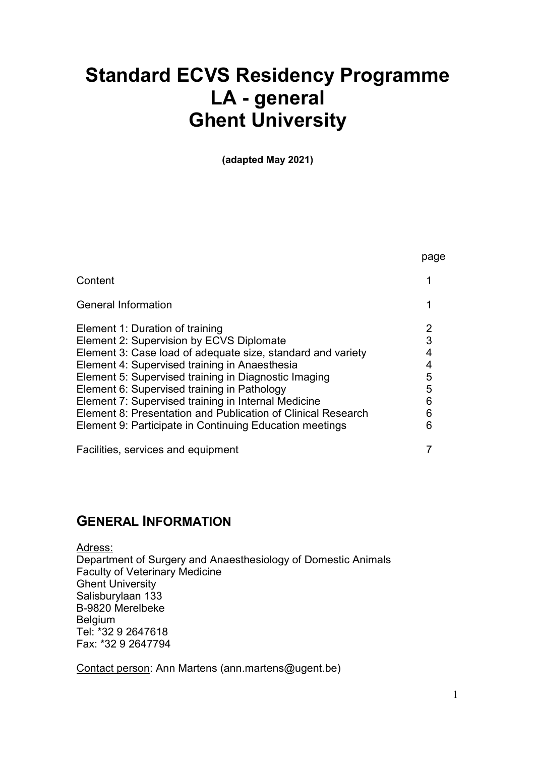# Standard ECVS Residency Programme
# LA - general
# Ghent University

**(adapted May 2021)**

| | page |
|---|---|
| Content | 1 |
| General Information | 1 |
| Element 1: Duration of training | 2 |
| Element 2: Supervision by ECVS Diplomate | 3 |
| Element 3: Case load of adequate size, standard and variety | 4 |
| Element 4: Supervised training in Anaesthesia | 4 |
| Element 5: Supervised training in Diagnostic Imaging | 5 |
| Element 6: Supervised training in Pathology | 5 |
| Element 7: Supervised training in Internal Medicine | 6 |
| Element 8: Presentation and Publication of Clinical Research | 6 |
| Element 9: Participate in Continuing Education meetings | 6 |
| Facilities, services and equipment | 7 |

## GENERAL INFORMATION

Adress:
Department of Surgery and Anaesthesiology of Domestic Animals
Faculty of Veterinary Medicine
Ghent University
Salisburylaan 133
B-9820 Merelbeke
Belgium
Tel: *32 9 2647618
Fax: *32 9 2647794

Contact person: Ann Martens (ann.martens@ugent.be)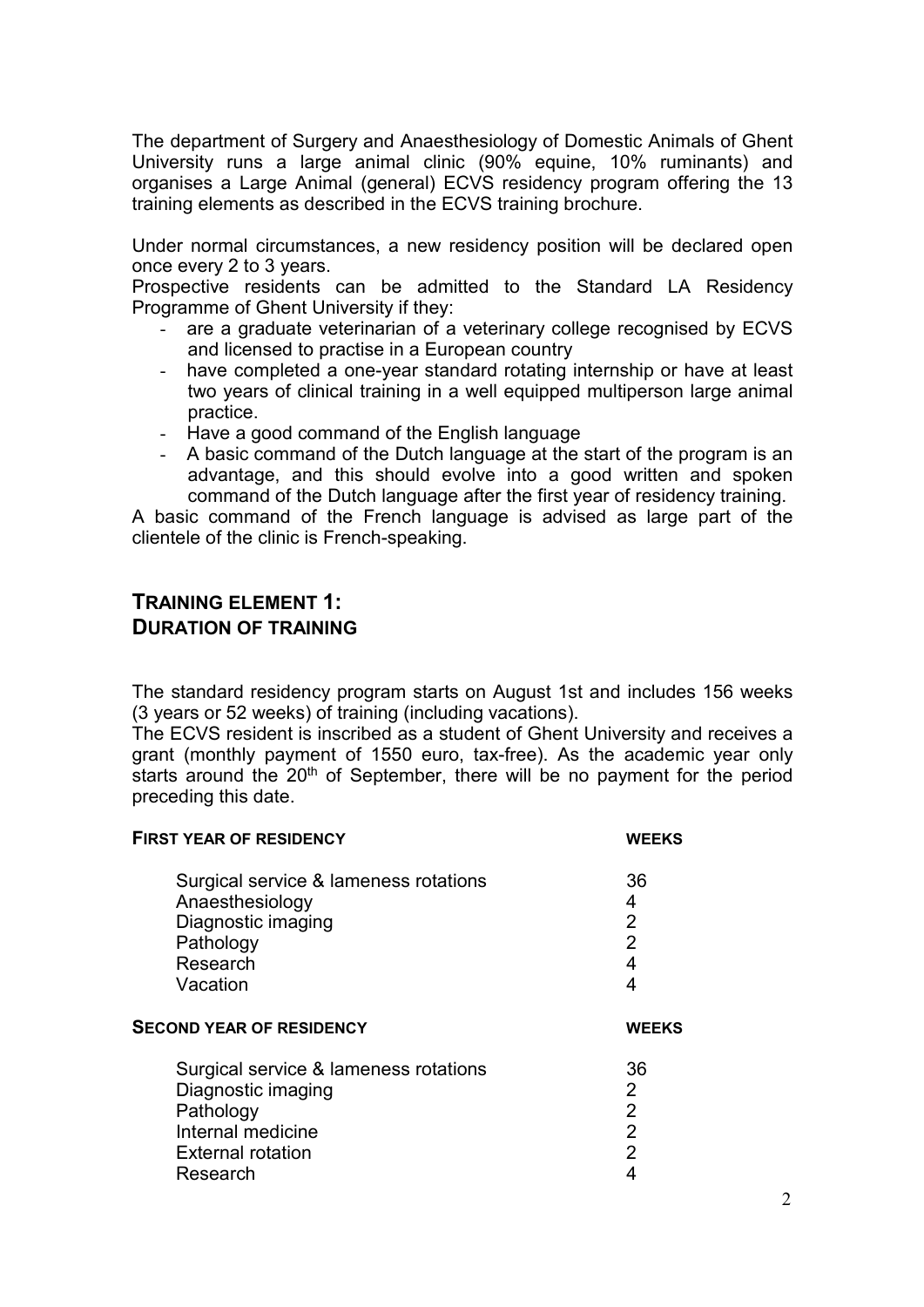The department of Surgery and Anaesthesiology of Domestic Animals of Ghent University runs a large animal clinic (90% equine, 10% ruminants) and organises a Large Animal (general) ECVS residency program offering the 13 training elements as described in the ECVS training brochure.

Under normal circumstances, a new residency position will be declared open once every 2 to 3 years.

Prospective residents can be admitted to the Standard LA Residency Programme of Ghent University if they:

- are a graduate veterinarian of a veterinary college recognised by ECVS and licensed to practise in a European country
- have completed a one-year standard rotating internship or have at least two years of clinical training in a well equipped multiperson large animal practice.
- Have a good command of the English language
- A basic command of the Dutch language at the start of the program is an advantage, and this should evolve into a good written and spoken command of the Dutch language after the first year of residency training.

A basic command of the French language is advised as large part of the clientele of the clinic is French-speaking.

## TRAINING ELEMENT 1: DURATION OF TRAINING

The standard residency program starts on August 1st and includes 156 weeks (3 years or 52 weeks) of training (including vacations).

The ECVS resident is inscribed as a student of Ghent University and receives a grant (monthly payment of 1550 euro, tax-free). As the academic year only starts around the 20th of September, there will be no payment for the period preceding this date.

| FIRST YEAR OF RESIDENCY | WEEKS |
|---|---|
| Surgical service & lameness rotations | 36 |
| Anaesthesiology | 4 |
| Diagnostic imaging | 2 |
| Pathology | 2 |
| Research | 4 |
| Vacation | 4 |

| SECOND YEAR OF RESIDENCY | WEEKS |
|---|---|
| Surgical service & lameness rotations | 36 |
| Diagnostic imaging | 2 |
| Pathology | 2 |
| Internal medicine | 2 |
| External rotation | 2 |
| Research | 4 |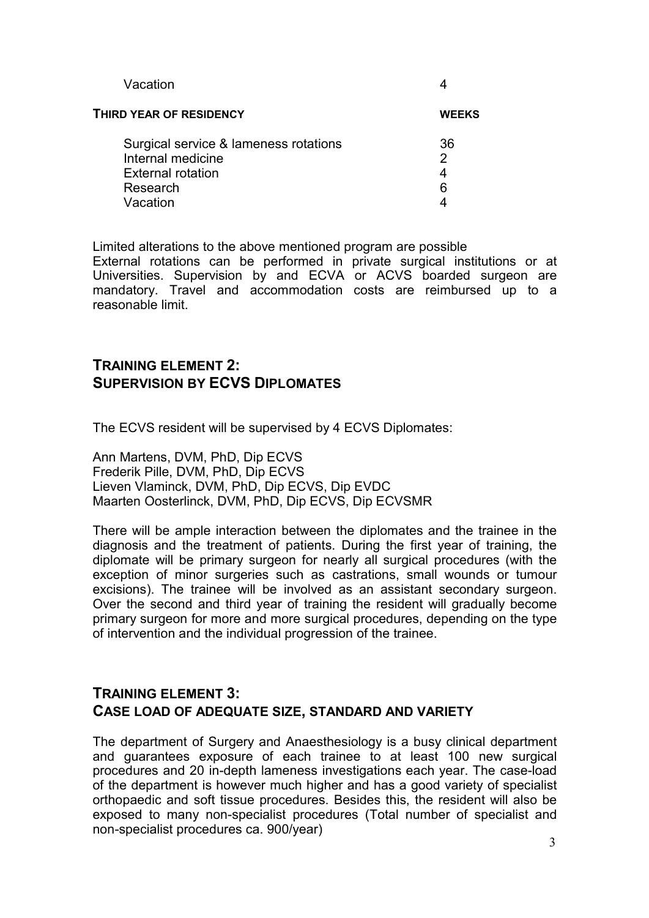| | |
|---|---|
| Vacation | 4 |

| **THIRD YEAR OF RESIDENCY** | **WEEKS** |
|---|---|
| Surgical service & lameness rotations | 36 |
| Internal medicine | 2 |
| External rotation | 4 |
| Research | 6 |
| Vacation | 4 |

Limited alterations to the above mentioned program are possible
External rotations can be performed in private surgical institutions or at Universities. Supervision by and ECVA or ACVS boarded surgeon are mandatory. Travel and accommodation costs are reimbursed up to a reasonable limit.

## TRAINING ELEMENT 2: SUPERVISION BY ECVS DIPLOMATES

The ECVS resident will be supervised by 4 ECVS Diplomates:

Ann Martens, DVM, PhD, Dip ECVS
Frederik Pille, DVM, PhD, Dip ECVS
Lieven Vlaminck, DVM, PhD, Dip ECVS, Dip EVDC
Maarten Oosterlinck, DVM, PhD, Dip ECVS, Dip ECVSMR

There will be ample interaction between the diplomates and the trainee in the diagnosis and the treatment of patients. During the first year of training, the diplomate will be primary surgeon for nearly all surgical procedures (with the exception of minor surgeries such as castrations, small wounds or tumour excisions). The trainee will be involved as an assistant secondary surgeon. Over the second and third year of training the resident will gradually become primary surgeon for more and more surgical procedures, depending on the type of intervention and the individual progression of the trainee.

## TRAINING ELEMENT 3: CASE LOAD OF ADEQUATE SIZE, STANDARD AND VARIETY

The department of Surgery and Anaesthesiology is a busy clinical department and guarantees exposure of each trainee to at least 100 new surgical procedures and 20 in-depth lameness investigations each year. The case-load of the department is however much higher and has a good variety of specialist orthopaedic and soft tissue procedures. Besides this, the resident will also be exposed to many non-specialist procedures (Total number of specialist and non-specialist procedures ca. 900/year)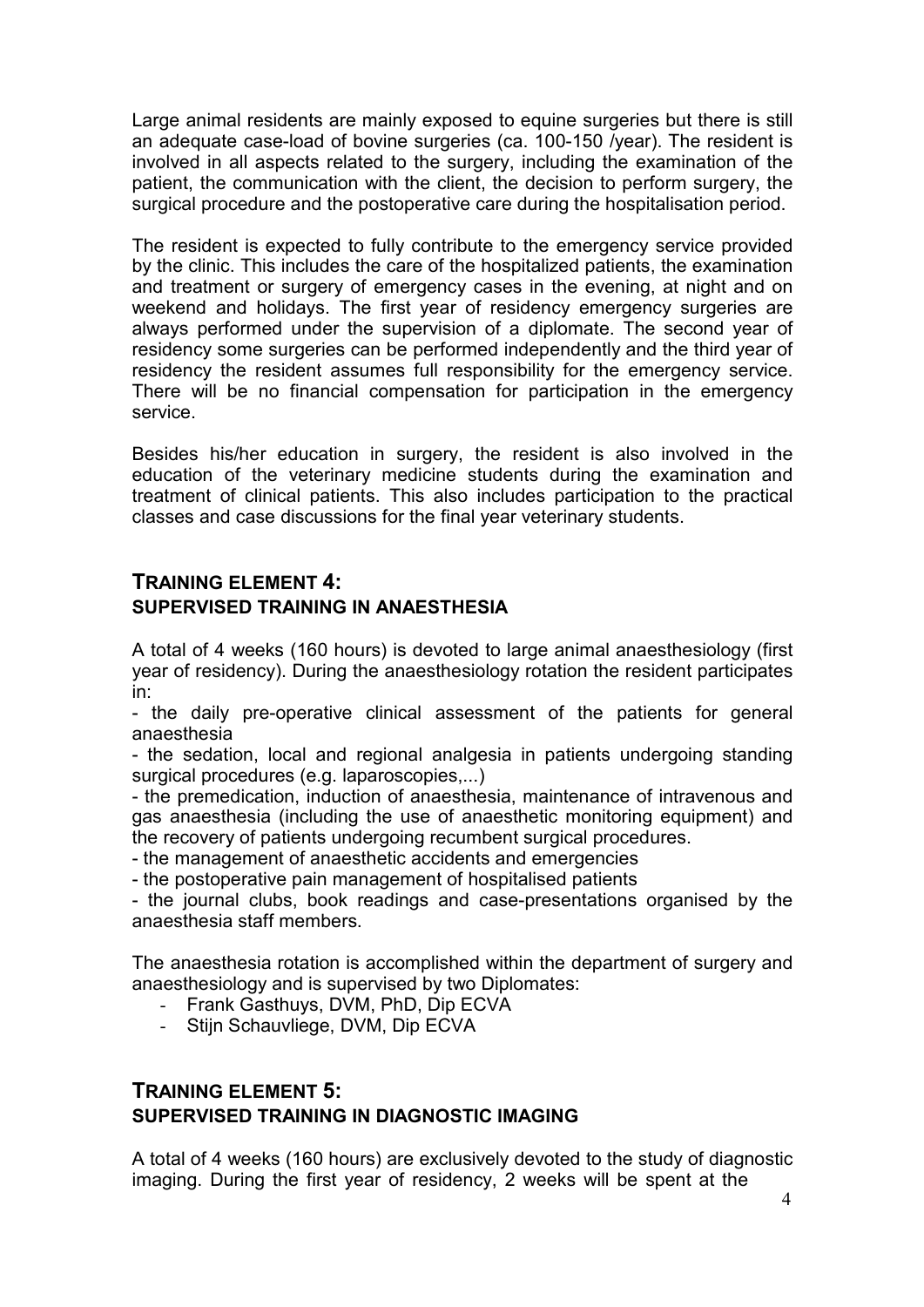Large animal residents are mainly exposed to equine surgeries but there is still an adequate case-load of bovine surgeries (ca. 100-150 /year). The resident is involved in all aspects related to the surgery, including the examination of the patient, the communication with the client, the decision to perform surgery, the surgical procedure and the postoperative care during the hospitalisation period.

The resident is expected to fully contribute to the emergency service provided by the clinic. This includes the care of the hospitalized patients, the examination and treatment or surgery of emergency cases in the evening, at night and on weekend and holidays. The first year of residency emergency surgeries are always performed under the supervision of a diplomate. The second year of residency some surgeries can be performed independently and the third year of residency the resident assumes full responsibility for the emergency service. There will be no financial compensation for participation in the emergency service.

Besides his/her education in surgery, the resident is also involved in the education of the veterinary medicine students during the examination and treatment of clinical patients. This also includes participation to the practical classes and case discussions for the final year veterinary students.

## TRAINING ELEMENT 4:
### SUPERVISED TRAINING IN ANAESTHESIA

A total of 4 weeks (160 hours) is devoted to large animal anaesthesiology (first year of residency). During the anaesthesiology rotation the resident participates in:

- the daily pre-operative clinical assessment of the patients for general anaesthesia
- the sedation, local and regional analgesia in patients undergoing standing surgical procedures (e.g. laparoscopies,...)
- the premedication, induction of anaesthesia, maintenance of intravenous and gas anaesthesia (including the use of anaesthetic monitoring equipment) and the recovery of patients undergoing recumbent surgical procedures.
- the management of anaesthetic accidents and emergencies
- the postoperative pain management of hospitalised patients
- the journal clubs, book readings and case-presentations organised by the anaesthesia staff members.

The anaesthesia rotation is accomplished within the department of surgery and anaesthesiology and is supervised by two Diplomates:

- Frank Gasthuys, DVM, PhD, Dip ECVA
- Stijn Schauvliege, DVM, Dip ECVA

## TRAINING ELEMENT 5:
### SUPERVISED TRAINING IN DIAGNOSTIC IMAGING

A total of 4 weeks (160 hours) are exclusively devoted to the study of diagnostic imaging. During the first year of residency, 2 weeks will be spent at the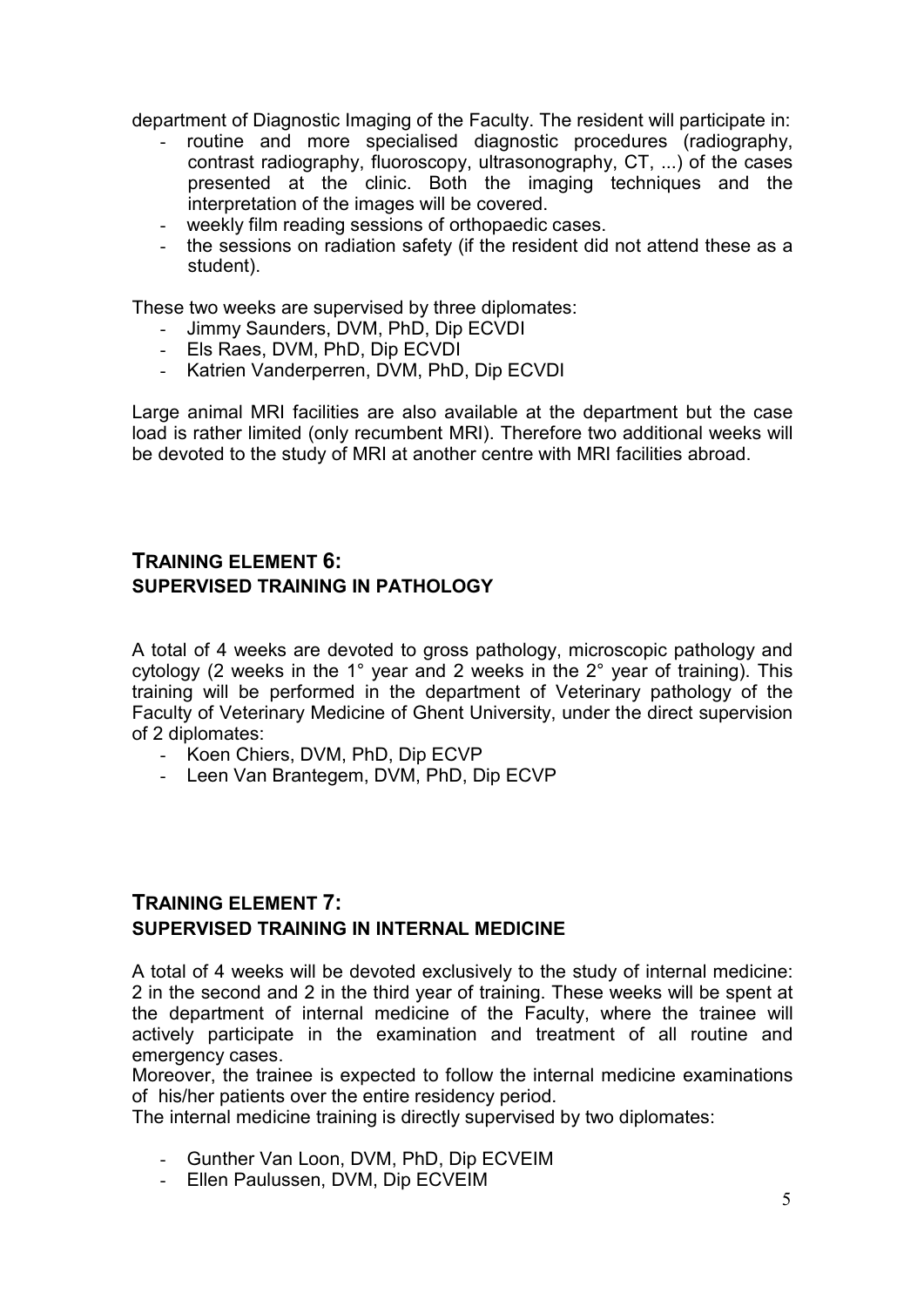department of Diagnostic Imaging of the Faculty. The resident will participate in:

- routine and more specialised diagnostic procedures (radiography, contrast radiography, fluoroscopy, ultrasonography, CT, ...) of the cases presented at the clinic. Both the imaging techniques and the interpretation of the images will be covered.
- weekly film reading sessions of orthopaedic cases.
- the sessions on radiation safety (if the resident did not attend these as a student).

These two weeks are supervised by three diplomates:

- Jimmy Saunders, DVM, PhD, Dip ECVDI
- Els Raes, DVM, PhD, Dip ECVDI
- Katrien Vanderperren, DVM, PhD, Dip ECVDI

Large animal MRI facilities are also available at the department but the case load is rather limited (only recumbent MRI). Therefore two additional weeks will be devoted to the study of MRI at another centre with MRI facilities abroad.

## TRAINING ELEMENT 6:
**SUPERVISED TRAINING IN PATHOLOGY**

A total of 4 weeks are devoted to gross pathology, microscopic pathology and cytology (2 weeks in the 1° year and 2 weeks in the 2° year of training). This training will be performed in the department of Veterinary pathology of the Faculty of Veterinary Medicine of Ghent University, under the direct supervision of 2 diplomates:

- Koen Chiers, DVM, PhD, Dip ECVP
- Leen Van Brantegem, DVM, PhD, Dip ECVP

## TRAINING ELEMENT 7:
**SUPERVISED TRAINING IN INTERNAL MEDICINE**

A total of 4 weeks will be devoted exclusively to the study of internal medicine: 2 in the second and 2 in the third year of training. These weeks will be spent at the department of internal medicine of the Faculty, where the trainee will actively participate in the examination and treatment of all routine and emergency cases.
Moreover, the trainee is expected to follow the internal medicine examinations of his/her patients over the entire residency period.
The internal medicine training is directly supervised by two diplomates:

- Gunther Van Loon, DVM, PhD, Dip ECVEIM
- Ellen Paulussen, DVM, Dip ECVEIM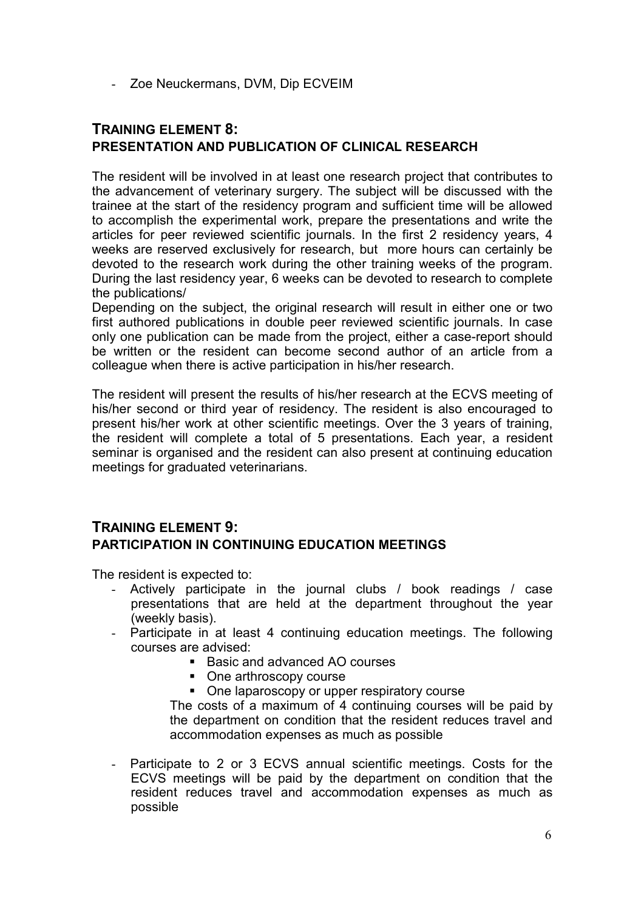- Zoe Neuckermans, DVM, Dip ECVEIM

## TRAINING ELEMENT 8:
## PRESENTATION AND PUBLICATION OF CLINICAL RESEARCH

The resident will be involved in at least one research project that contributes to the advancement of veterinary surgery. The subject will be discussed with the trainee at the start of the residency program and sufficient time will be allowed to accomplish the experimental work, prepare the presentations and write the articles for peer reviewed scientific journals. In the first 2 residency years, 4 weeks are reserved exclusively for research, but more hours can certainly be devoted to the research work during the other training weeks of the program. During the last residency year, 6 weeks can be devoted to research to complete the publications/

Depending on the subject, the original research will result in either one or two first authored publications in double peer reviewed scientific journals. In case only one publication can be made from the project, either a case-report should be written or the resident can become second author of an article from a colleague when there is active participation in his/her research.

The resident will present the results of his/her research at the ECVS meeting of his/her second or third year of residency. The resident is also encouraged to present his/her work at other scientific meetings. Over the 3 years of training, the resident will complete a total of 5 presentations. Each year, a resident seminar is organised and the resident can also present at continuing education meetings for graduated veterinarians.

## TRAINING ELEMENT 9:
## PARTICIPATION IN CONTINUING EDUCATION MEETINGS

The resident is expected to:

- Actively participate in the journal clubs / book readings / case presentations that are held at the department throughout the year (weekly basis).
- Participate in at least 4 continuing education meetings. The following courses are advised:
  - Basic and advanced AO courses
  - One arthroscopy course
  - One laparoscopy or upper respiratory course

  The costs of a maximum of 4 continuing courses will be paid by the department on condition that the resident reduces travel and accommodation expenses as much as possible
- Participate to 2 or 3 ECVS annual scientific meetings. Costs for the ECVS meetings will be paid by the department on condition that the resident reduces travel and accommodation expenses as much as possible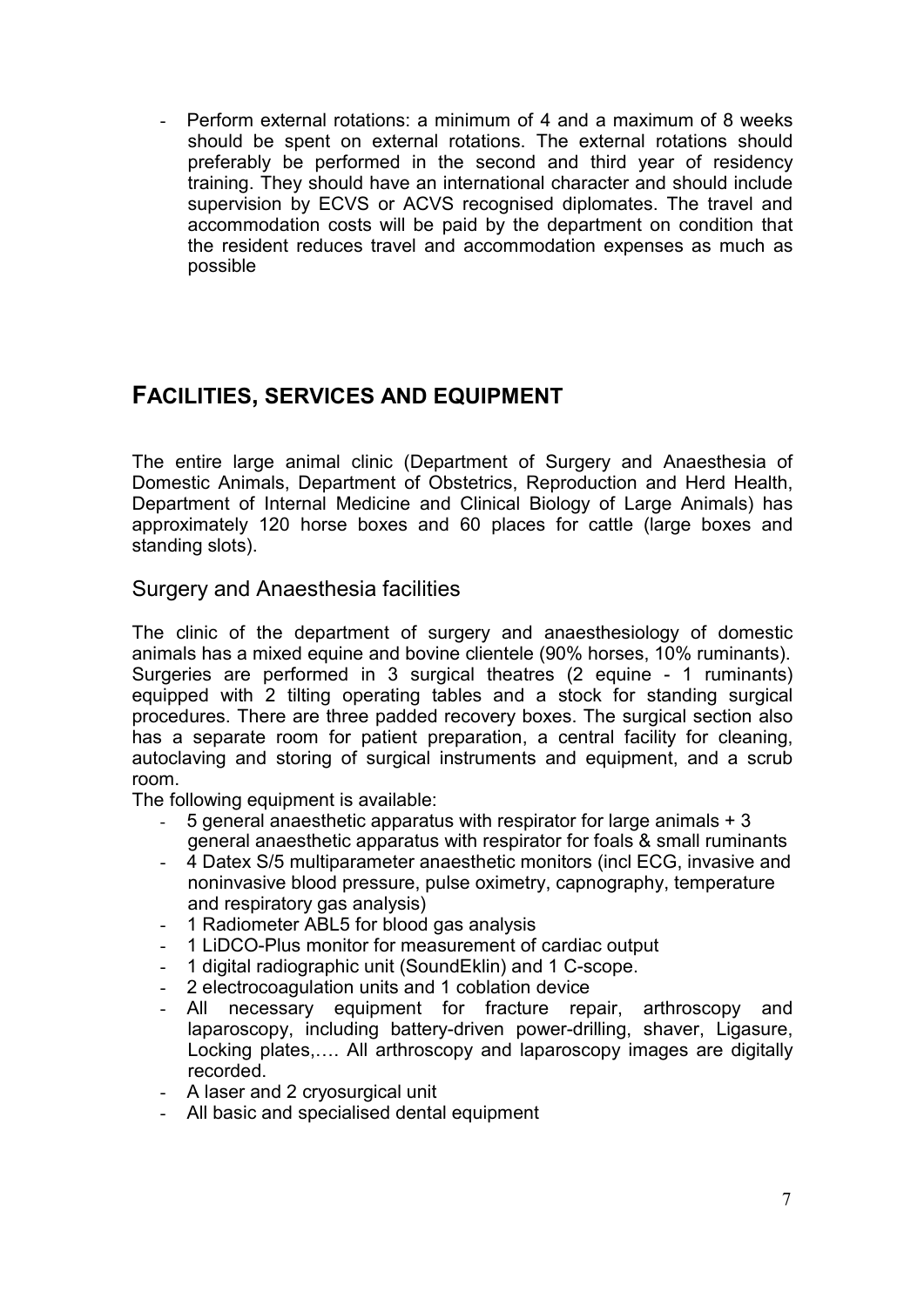- Perform external rotations: a minimum of 4 and a maximum of 8 weeks should be spent on external rotations. The external rotations should preferably be performed in the second and third year of residency training. They should have an international character and should include supervision by ECVS or ACVS recognised diplomates. The travel and accommodation costs will be paid by the department on condition that the resident reduces travel and accommodation expenses as much as possible

## FACILITIES, SERVICES AND EQUIPMENT

The entire large animal clinic (Department of Surgery and Anaesthesia of Domestic Animals, Department of Obstetrics, Reproduction and Herd Health, Department of Internal Medicine and Clinical Biology of Large Animals) has approximately 120 horse boxes and 60 places for cattle (large boxes and standing slots).

### Surgery and Anaesthesia facilities

The clinic of the department of surgery and anaesthesiology of domestic animals has a mixed equine and bovine clientele (90% horses, 10% ruminants). Surgeries are performed in 3 surgical theatres (2 equine - 1 ruminants) equipped with 2 tilting operating tables and a stock for standing surgical procedures. There are three padded recovery boxes. The surgical section also has a separate room for patient preparation, a central facility for cleaning, autoclaving and storing of surgical instruments and equipment, and a scrub room.

The following equipment is available:

- 5 general anaesthetic apparatus with respirator for large animals + 3 general anaesthetic apparatus with respirator for foals & small ruminants
- 4 Datex S/5 multiparameter anaesthetic monitors (incl ECG, invasive and noninvasive blood pressure, pulse oximetry, capnography, temperature and respiratory gas analysis)
- 1 Radiometer ABL5 for blood gas analysis
- 1 LiDCO-Plus monitor for measurement of cardiac output
- 1 digital radiographic unit (SoundEklin) and 1 C-scope.
- 2 electrocoagulation units and 1 coblation device
- All necessary equipment for fracture repair, arthroscopy and laparoscopy, including battery-driven power-drilling, shaver, Ligasure, Locking plates,…. All arthroscopy and laparoscopy images are digitally recorded.
- A laser and 2 cryosurgical unit
- All basic and specialised dental equipment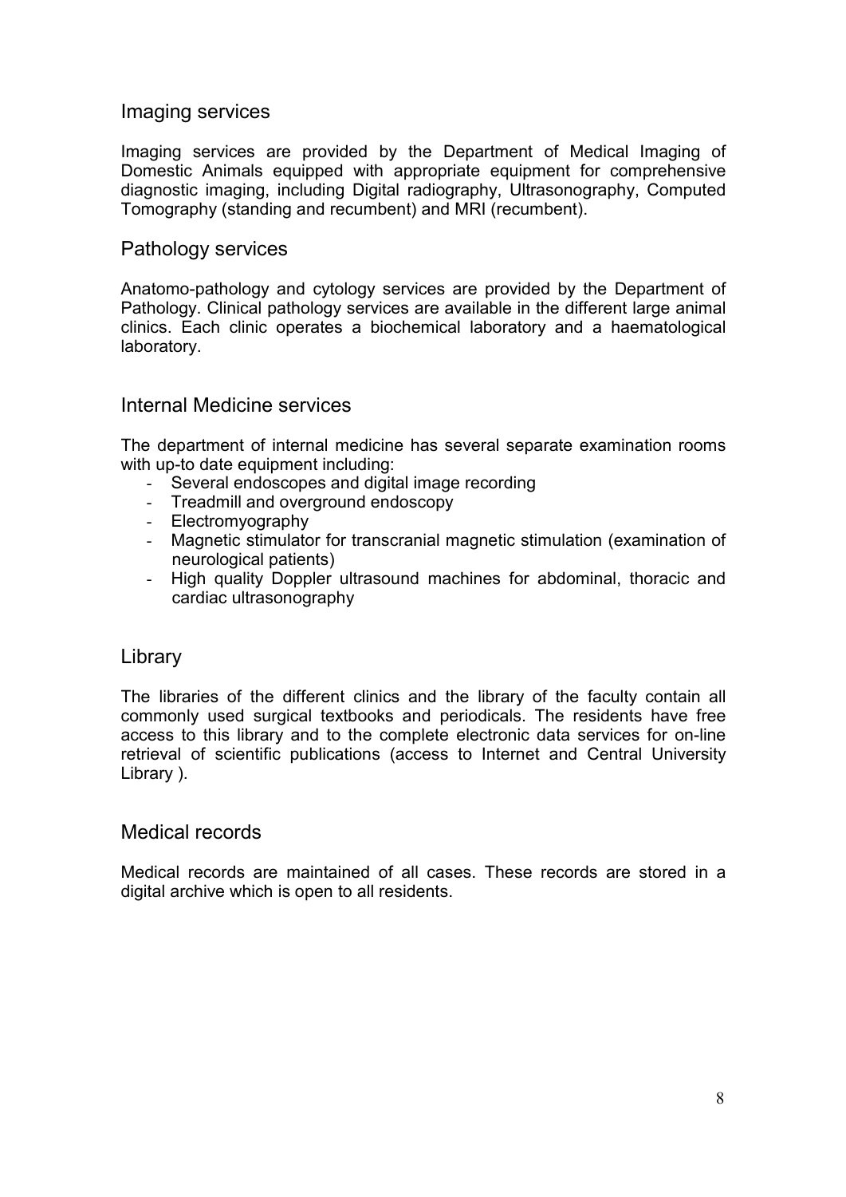## Imaging services

Imaging services are provided by the Department of Medical Imaging of Domestic Animals equipped with appropriate equipment for comprehensive diagnostic imaging, including Digital radiography, Ultrasonography, Computed Tomography (standing and recumbent) and MRI (recumbent).

## Pathology services

Anatomo-pathology and cytology services are provided by the Department of Pathology. Clinical pathology services are available in the different large animal clinics. Each clinic operates a biochemical laboratory and a haematological laboratory.

## Internal Medicine services

The department of internal medicine has several separate examination rooms with up-to date equipment including:

- Several endoscopes and digital image recording
- Treadmill and overground endoscopy
- Electromyography
- Magnetic stimulator for transcranial magnetic stimulation (examination of neurological patients)
- High quality Doppler ultrasound machines for abdominal, thoracic and cardiac ultrasonography

## Library

The libraries of the different clinics and the library of the faculty contain all commonly used surgical textbooks and periodicals. The residents have free access to this library and to the complete electronic data services for on-line retrieval of scientific publications (access to Internet and Central University Library ).

## Medical records

Medical records are maintained of all cases. These records are stored in a digital archive which is open to all residents.